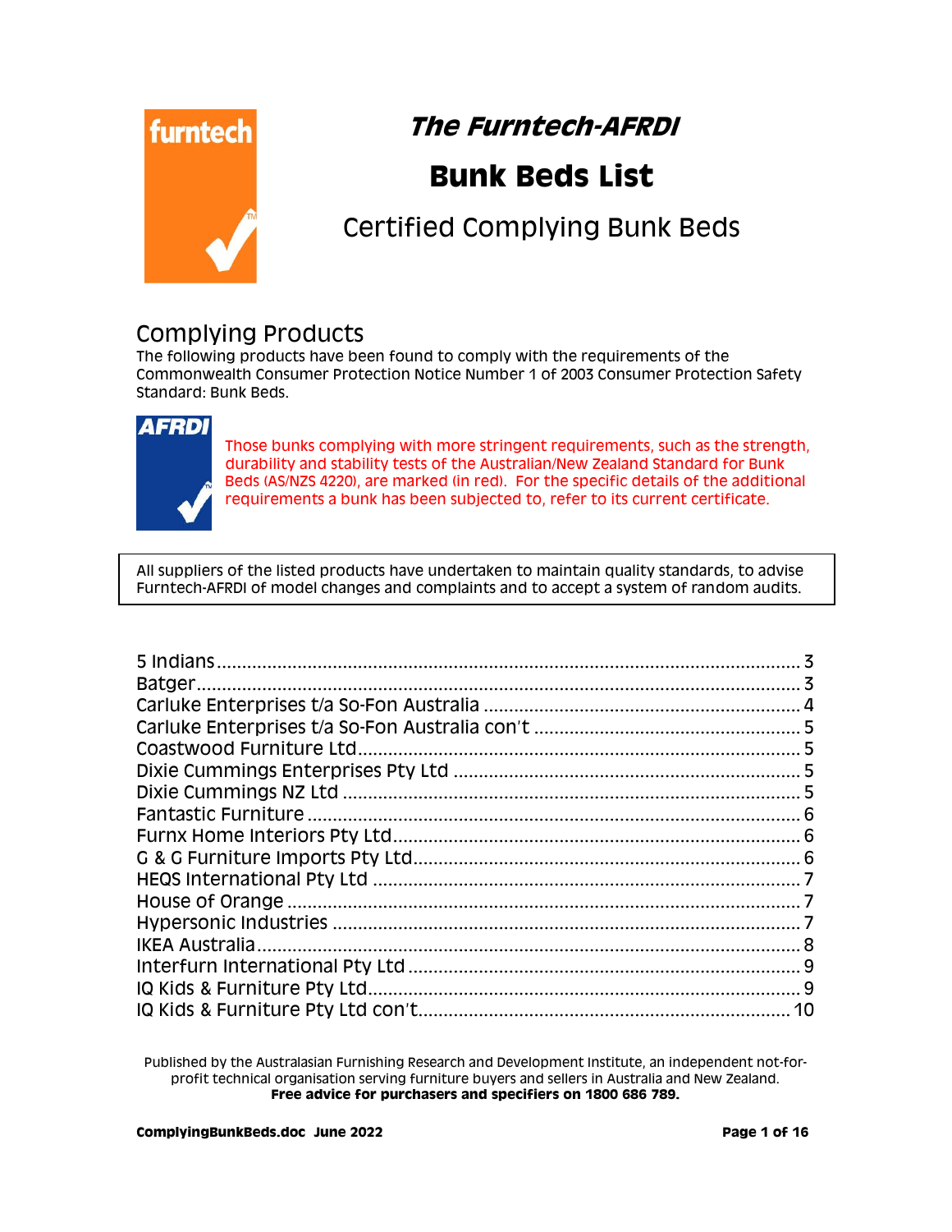# *The Furntech-AFRDI*

# Bunk Beds List

## Certified Complying Bunk Beds

## Complying Products

The following products have been found to comply with the requirements of the Commonwealth Consumer Protection Notice Number 1 of 2003 Consumer Protection Safety Standard: Bunk Beds.

Those bunks complying with more stringent requirements, such as the strength, durability and stability tests of the Australian/New Zealand Standard for Bunk Beds (AS/NZS 4220), are marked (in red). For the specific details of the additional requirements a bunk has been subjected to, refer to its current certificate.

> All suppliers of the listed products have undertaken to maintain quality standards, to advise Furntech-AFRDI of model changes and complaints and to accept a system of random audits.

5 Indians ........ 3
Batger ........ 3
Carluke Enterprises t/a So-Fon Australia ........ 4
Carluke Enterprises t/a So-Fon Australia con't ........ 5
Coastwood Furniture Ltd ........ 5
Dixie Cummings Enterprises Pty Ltd ........ 5
Dixie Cummings NZ Ltd ........ 5
Fantastic Furniture ........ 6
Furnx Home Interiors Pty Ltd ........ 6
G & G Furniture Imports Pty Ltd ........ 6
HEQS International Pty Ltd ........ 7
House of Orange ........ 7
Hypersonic Industries ........ 7
IKEA Australia ........ 8
Interfurn International Pty Ltd ........ 9
IQ Kids & Furniture Pty Ltd ........ 9
IQ Kids & Furniture Pty Ltd con't ........ 10

Published by the Australasian Furnishing Research and Development Institute, an independent not-for-profit technical organisation serving furniture buyers and sellers in Australia and New Zealand.
**Free advice for purchasers and specifiers on 1800 686 789.**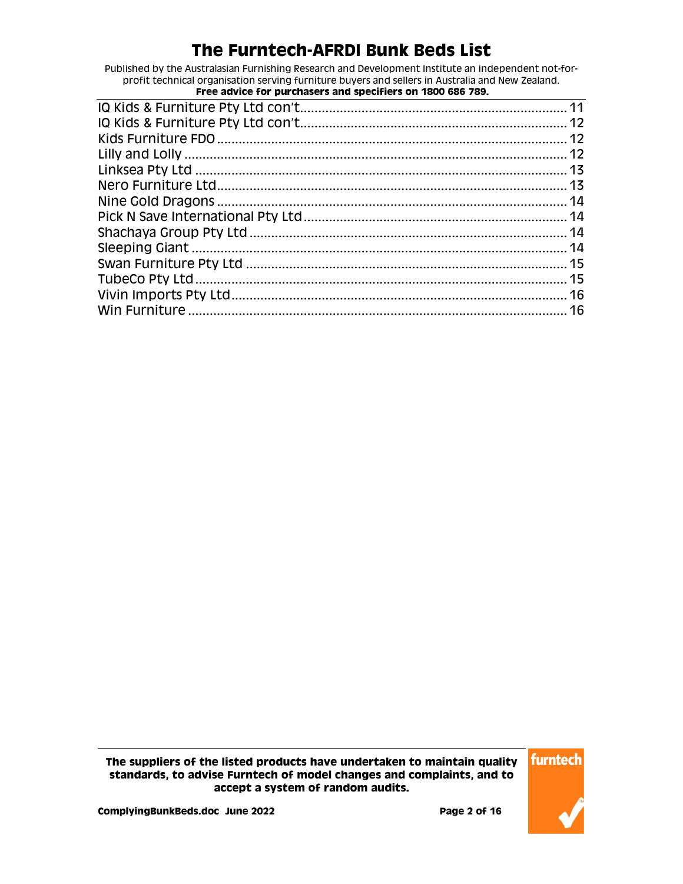IQ Kids & Furniture Pty Ltd con't........................................................................ 11
IQ Kids & Furniture Pty Ltd con't........................................................................ 12
Kids Furniture FDO ............................................................................................ 12
Lilly and Lolly ..................................................................................................... 12
Linksea Pty Ltd ................................................................................................... 13
Nero Furniture Ltd............................................................................................... 13
Nine Gold Dragons .............................................................................................. 14
Pick N Save International Pty Ltd ....................................................................... 14
Shachaya Group Pty Ltd ...................................................................................... 14
Sleeping Giant ..................................................................................................... 14
Swan Furniture Pty Ltd ....................................................................................... 15
TubeCo Pty Ltd .................................................................................................... 15
Vivin Imports Pty Ltd........................................................................................... 16
Win Furniture ...................................................................................................... 16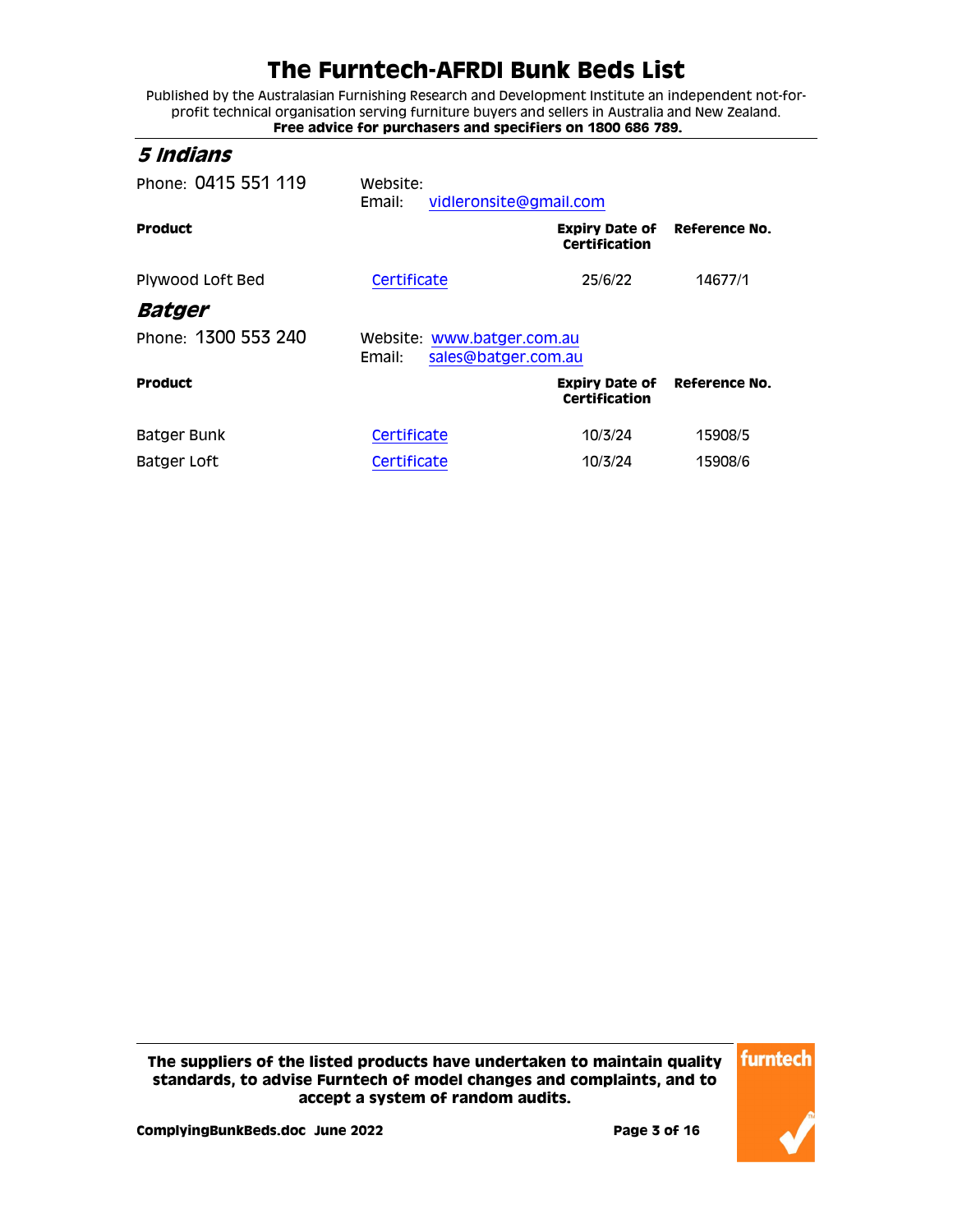# The Furntech-AFRDI Bunk Beds List

Published by the Australasian Furnishing Research and Development Institute an independent not-for-profit technical organisation serving furniture buyers and sellers in Australia and New Zealand.
**Free advice for purchasers and specifiers on 1800 686 789.**

## *5 Indians*

Phone: 0415 551 119

Website:
Email: vidleronsite@gmail.com

| Product | | Expiry Date of Certification | Reference No. |
|---|---|---|---|
| Plywood Loft Bed | Certificate | 25/6/22 | 14677/1 |

## *Batger*

Phone: 1300 553 240

Website: www.batger.com.au
Email: sales@batger.com.au

| Product | | Expiry Date of Certification | Reference No. |
|---|---|---|---|
| Batger Bunk | Certificate | 10/3/24 | 15908/5 |
| Batger Loft | Certificate | 10/3/24 | 15908/6 |

**The suppliers of the listed products have undertaken to maintain quality standards, to advise Furntech of model changes and complaints, and to accept a system of random audits.**

**ComplyingBunkBeds.doc June 2022**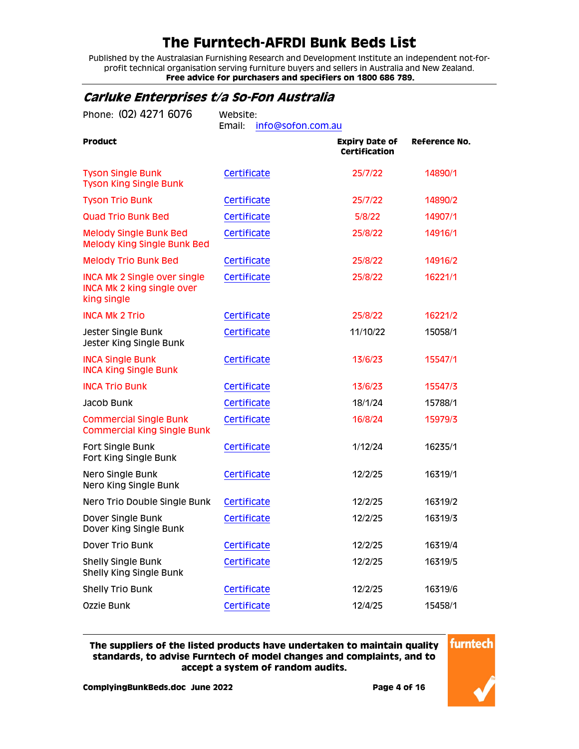# The Furntech-AFRDI Bunk Beds List

Published by the Australasian Furnishing Research and Development Institute an independent not-for-profit technical organisation serving furniture buyers and sellers in Australia and New Zealand.
**Free advice for purchasers and specifiers on 1800 686 789.**

## *Carluke Enterprises t/a So-Fon Australia*

Phone: (02) 4271 6076

Website:
Email: info@sofon.com.au

| Product | | Expiry Date of Certification | Reference No. |
|---|---|---|---|
| Tyson Single Bunk<br>Tyson King Single Bunk | Certificate | 25/7/22 | 14890/1 |
| Tyson Trio Bunk | Certificate | 25/7/22 | 14890/2 |
| Quad Trio Bunk Bed | Certificate | 5/8/22 | 14907/1 |
| Melody Single Bunk Bed<br>Melody King Single Bunk Bed | Certificate | 25/8/22 | 14916/1 |
| Melody Trio Bunk Bed | Certificate | 25/8/22 | 14916/2 |
| INCA Mk 2 Single over single<br>INCA Mk 2 king single over king single | Certificate | 25/8/22 | 16221/1 |
| INCA Mk 2 Trio | Certificate | 25/8/22 | 16221/2 |
| Jester Single Bunk<br>Jester King Single Bunk | Certificate | 11/10/22 | 15058/1 |
| INCA Single Bunk<br>INCA King Single Bunk | Certificate | 13/6/23 | 15547/1 |
| INCA Trio Bunk | Certificate | 13/6/23 | 15547/3 |
| Jacob Bunk | Certificate | 18/1/24 | 15788/1 |
| Commercial Single Bunk<br>Commercial King Single Bunk | Certificate | 16/8/24 | 15979/3 |
| Fort Single Bunk<br>Fort King Single Bunk | Certificate | 1/12/24 | 16235/1 |
| Nero Single Bunk<br>Nero King Single Bunk | Certificate | 12/2/25 | 16319/1 |
| Nero Trio Double Single Bunk | Certificate | 12/2/25 | 16319/2 |
| Dover Single Bunk<br>Dover King Single Bunk | Certificate | 12/2/25 | 16319/3 |
| Dover Trio Bunk | Certificate | 12/2/25 | 16319/4 |
| Shelly Single Bunk<br>Shelly King Single Bunk | Certificate | 12/2/25 | 16319/5 |
| Shelly Trio Bunk | Certificate | 12/2/25 | 16319/6 |
| Ozzie Bunk | Certificate | 12/4/25 | 15458/1 |

**The suppliers of the listed products have undertaken to maintain quality standards, to advise Furntech of model changes and complaints, and to accept a system of random audits.**

**ComplyingBunkBeds.doc June 2022**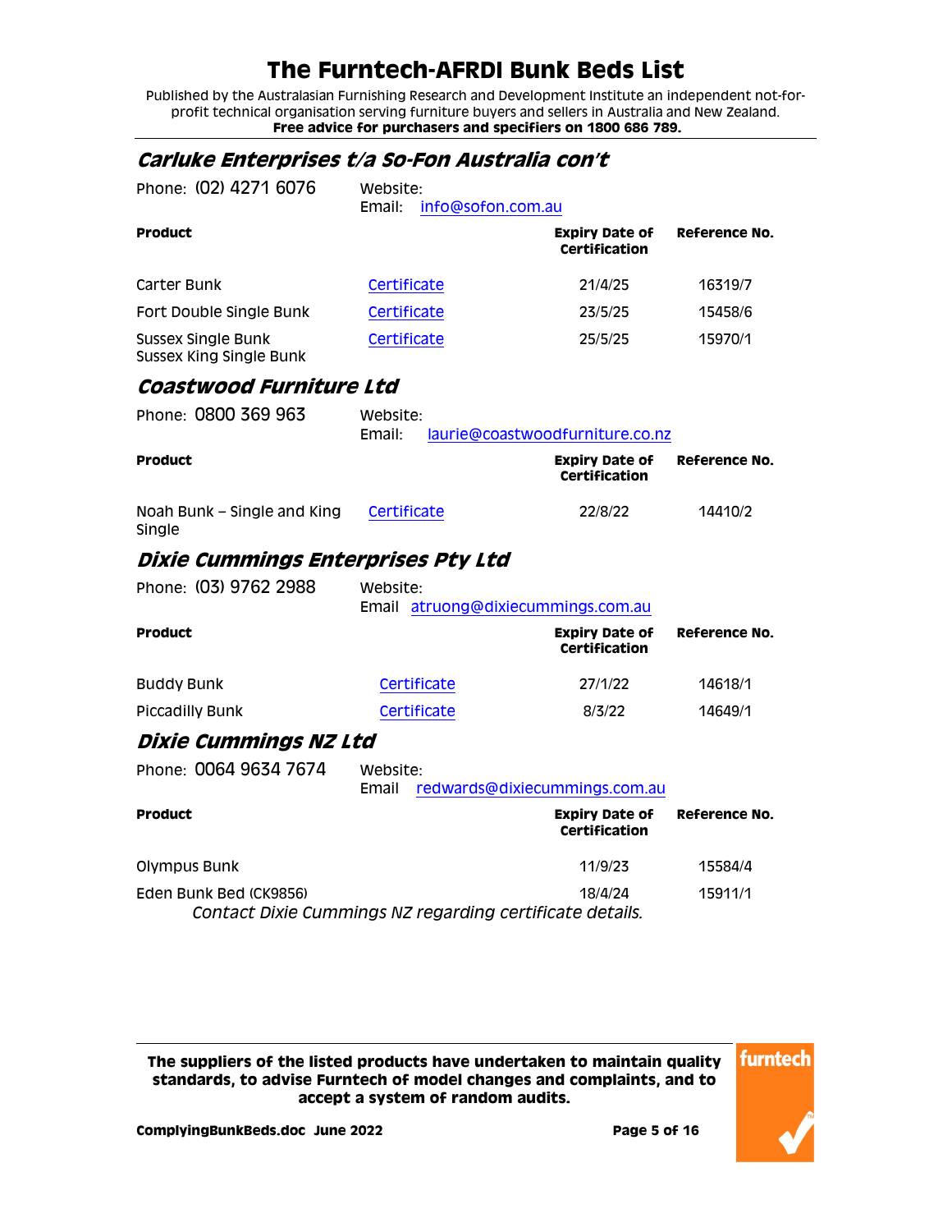# The Furntech-AFRDI Bunk Beds List

Published by the Australasian Furnishing Research and Development Institute an independent not-for-profit technical organisation serving furniture buyers and sellers in Australia and New Zealand.
**Free advice for purchasers and specifiers on 1800 686 789.**

## *Carluke Enterprises t/a So-Fon Australia con't*

Phone: (02) 4271 6076 Website:
Email: info@sofon.com.au

| Product | | Expiry Date of Certification | Reference No. |
|---|---|---|---|
| Carter Bunk | Certificate | 21/4/25 | 16319/7 |
| Fort Double Single Bunk | Certificate | 23/5/25 | 15458/6 |
| Sussex Single Bunk<br>Sussex King Single Bunk | Certificate | 25/5/25 | 15970/1 |

## *Coastwood Furniture Ltd*

Phone: 0800 369 963 Website:
Email: laurie@coastwoodfurniture.co.nz

| Product | | Expiry Date of Certification | Reference No. |
|---|---|---|---|
| Noah Bunk – Single and King Single | Certificate | 22/8/22 | 14410/2 |

## *Dixie Cummings Enterprises Pty Ltd*

Phone: (03) 9762 2988 Website:
Email atruong@dixiecummings.com.au

| Product | | Expiry Date of Certification | Reference No. |
|---|---|---|---|
| Buddy Bunk | Certificate | 27/1/22 | 14618/1 |
| Piccadilly Bunk | Certificate | 8/3/22 | 14649/1 |

## *Dixie Cummings NZ Ltd*

Phone: 0064 9634 7674 Website:
Email redwards@dixiecummings.com.au

| Product | | Expiry Date of Certification | Reference No. |
|---|---|---|---|
| Olympus Bunk | | 11/9/23 | 15584/4 |
| Eden Bunk Bed (CK9856) | | 18/4/24 | 15911/1 |

*Contact Dixie Cummings NZ regarding certificate details.*

**The suppliers of the listed products have undertaken to maintain quality standards, to advise Furntech of model changes and complaints, and to accept a system of random audits.**

**ComplyingBunkBeds.doc June 2022**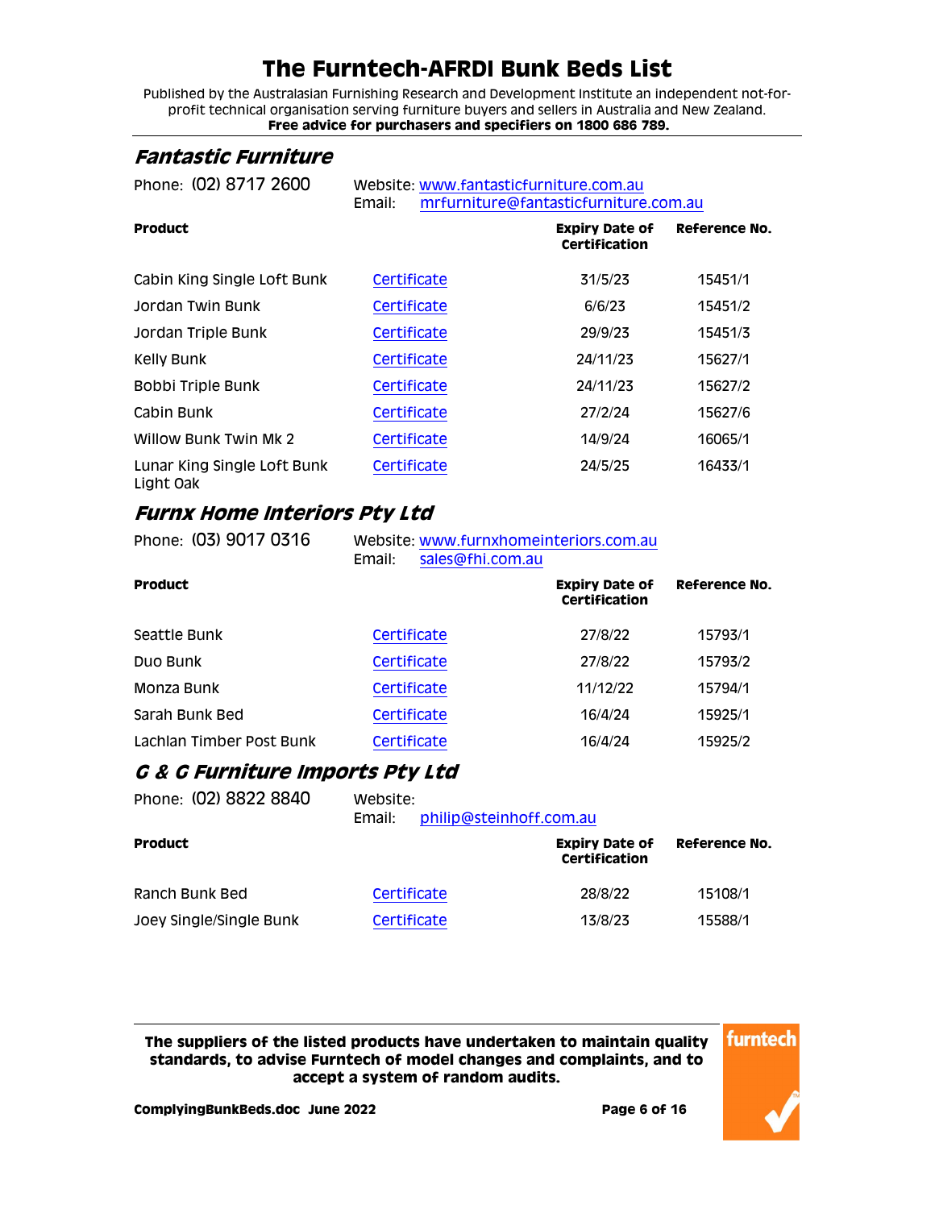# The Furntech-AFRDI Bunk Beds List

Published by the Australasian Furnishing Research and Development Institute an independent not-for-profit technical organisation serving furniture buyers and sellers in Australia and New Zealand.
**Free advice for purchasers and specifiers on 1800 686 789.**

## *Fantastic Furniture*

Phone: (02) 8717 2600 Website: www.fantasticfurniture.com.au
Email: mrfurniture@fantasticfurniture.com.au

| Product | | Expiry Date of Certification | Reference No. |
|---|---|---|---|
| Cabin King Single Loft Bunk | Certificate | 31/5/23 | 15451/1 |
| Jordan Twin Bunk | Certificate | 6/6/23 | 15451/2 |
| Jordan Triple Bunk | Certificate | 29/9/23 | 15451/3 |
| Kelly Bunk | Certificate | 24/11/23 | 15627/1 |
| Bobbi Triple Bunk | Certificate | 24/11/23 | 15627/2 |
| Cabin Bunk | Certificate | 27/2/24 | 15627/6 |
| Willow Bunk Twin Mk 2 | Certificate | 14/9/24 | 16065/1 |
| Lunar King Single Loft Bunk Light Oak | Certificate | 24/5/25 | 16433/1 |

## *Furnx Home Interiors Pty Ltd*

Phone: (03) 9017 0316 Website: www.furnxhomeinteriors.com.au
Email: sales@fhi.com.au

| Product | | Expiry Date of Certification | Reference No. |
|---|---|---|---|
| Seattle Bunk | Certificate | 27/8/22 | 15793/1 |
| Duo Bunk | Certificate | 27/8/22 | 15793/2 |
| Monza Bunk | Certificate | 11/12/22 | 15794/1 |
| Sarah Bunk Bed | Certificate | 16/4/24 | 15925/1 |
| Lachlan Timber Post Bunk | Certificate | 16/4/24 | 15925/2 |

## *G & G Furniture Imports Pty Ltd*

Phone: (02) 8822 8840 Website:
Email: philip@steinhoff.com.au

| Product | | Expiry Date of Certification | Reference No. |
|---|---|---|---|
| Ranch Bunk Bed | Certificate | 28/8/22 | 15108/1 |
| Joey Single/Single Bunk | Certificate | 13/8/23 | 15588/1 |

**The suppliers of the listed products have undertaken to maintain quality standards, to advise Furntech of model changes and complaints, and to accept a system of random audits.**

**ComplyingBunkBeds.doc June 2022**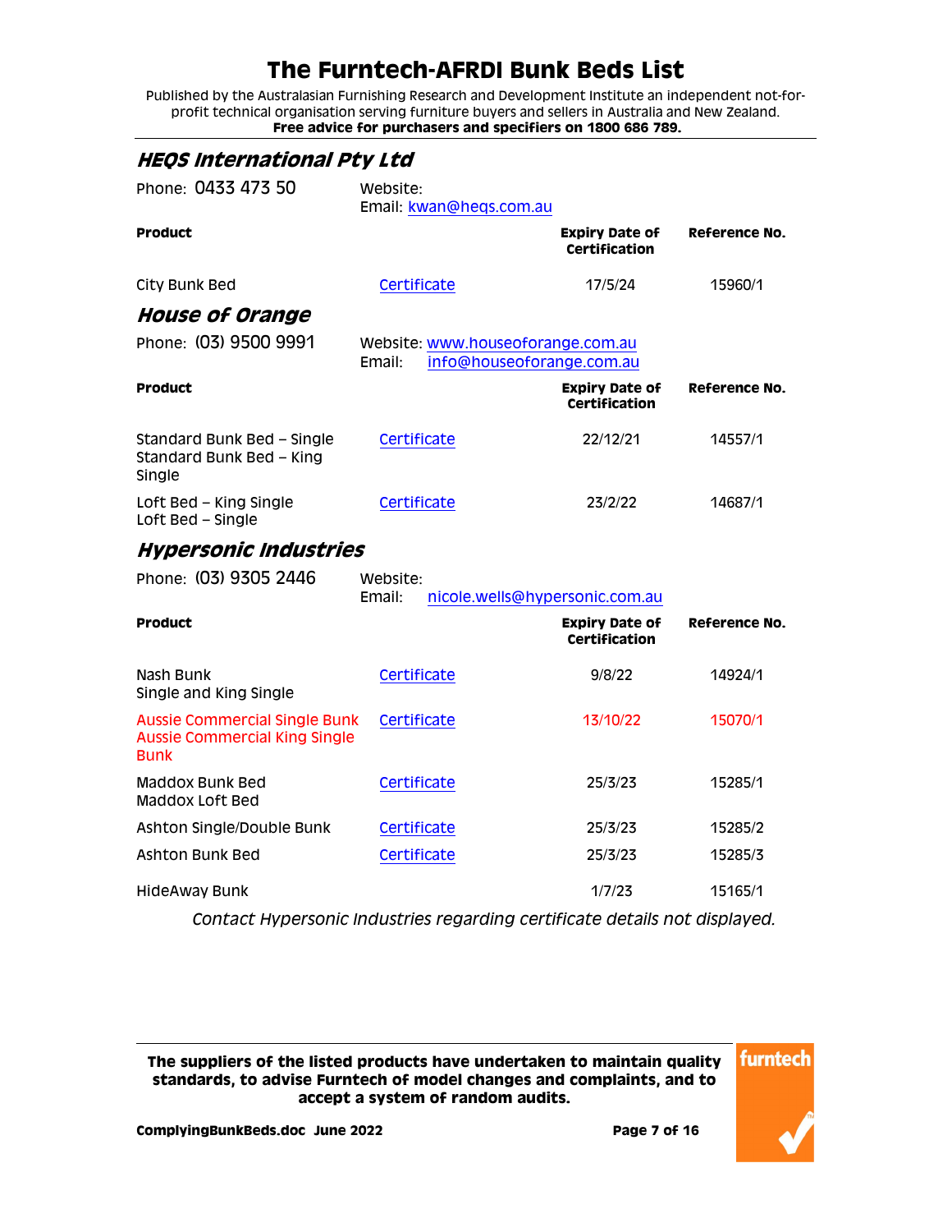# The Furntech-AFRDI Bunk Beds List

Published by the Australasian Furnishing Research and Development Institute an independent not-for-profit technical organisation serving furniture buyers and sellers in Australia and New Zealand.
**Free advice for purchasers and specifiers on 1800 686 789.**

## *HEQS International Pty Ltd*

Phone: 0433 473 50

Website:
Email: kwan@heqs.com.au

| Product | | Expiry Date of Certification | Reference No. |
|---|---|---|---|
| City Bunk Bed | Certificate | 17/5/24 | 15960/1 |

## *House of Orange*

Phone: (03) 9500 9991

Website: www.houseoforange.com.au
Email: info@houseoforange.com.au

| Product | | Expiry Date of Certification | Reference No. |
|---|---|---|---|
| Standard Bunk Bed – Single<br>Standard Bunk Bed – King Single | Certificate | 22/12/21 | 14557/1 |
| Loft Bed – King Single<br>Loft Bed – Single | Certificate | 23/2/22 | 14687/1 |

## *Hypersonic Industries*

Phone: (03) 9305 2446

Website:
Email: nicole.wells@hypersonic.com.au

| Product | | Expiry Date of Certification | Reference No. |
|---|---|---|---|
| Nash Bunk<br>Single and King Single | Certificate | 9/8/22 | 14924/1 |
| Aussie Commercial Single Bunk<br>Aussie Commercial King Single Bunk | Certificate | 13/10/22 | 15070/1 |
| Maddox Bunk Bed<br>Maddox Loft Bed | Certificate | 25/3/23 | 15285/1 |
| Ashton Single/Double Bunk | Certificate | 25/3/23 | 15285/2 |
| Ashton Bunk Bed | Certificate | 25/3/23 | 15285/3 |
| HideAway Bunk | | 1/7/23 | 15165/1 |

*Contact Hypersonic Industries regarding certificate details not displayed.*

**The suppliers of the listed products have undertaken to maintain quality standards, to advise Furntech of model changes and complaints, and to accept a system of random audits.**

**ComplyingBunkBeds.doc June 2022**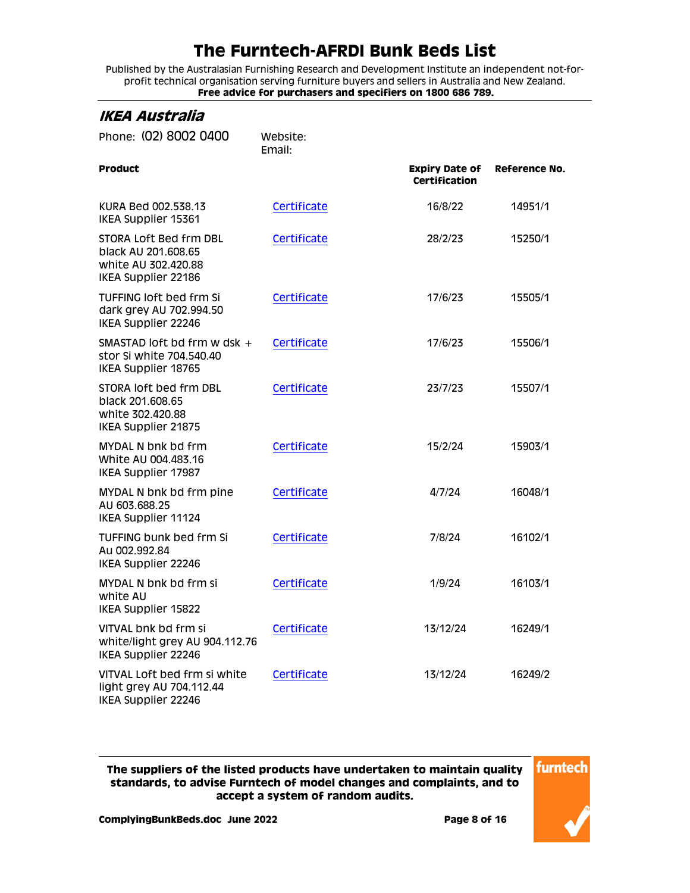# The Furntech-AFRDI Bunk Beds List

Published by the Australasian Furnishing Research and Development Institute an independent not-for-profit technical organisation serving furniture buyers and sellers in Australia and New Zealand.
**Free advice for purchasers and specifiers on 1800 686 789.**

## *IKEA Australia*

Phone: (02) 8002 0400

Website:
Email:

| Product | | Expiry Date of Certification | Reference No. |
|---|---|---|---|
| KURA Bed 002.538.13<br>IKEA Supplier 15361 | Certificate | 16/8/22 | 14951/1 |
| STORA Loft Bed frm DBL<br>black AU 201.608.65<br>white AU 302.420.88<br>IKEA Supplier 22186 | Certificate | 28/2/23 | 15250/1 |
| TUFFING loft bed frm Si<br>dark grey AU 702.994.50<br>IKEA Supplier 22246 | Certificate | 17/6/23 | 15505/1 |
| SMASTAD loft bd frm w dsk + stor Si white 704.540.40<br>IKEA Supplier 18765 | Certificate | 17/6/23 | 15506/1 |
| STORA loft bed frm DBL<br>black 201.608.65<br>white 302.420.88<br>IKEA Supplier 21875 | Certificate | 23/7/23 | 15507/1 |
| MYDAL N bnk bd frm<br>White AU 004.483.16<br>IKEA Supplier 17987 | Certificate | 15/2/24 | 15903/1 |
| MYDAL N bnk bd frm pine<br>AU 603.688.25<br>IKEA Supplier 11124 | Certificate | 4/7/24 | 16048/1 |
| TUFFING bunk bed frm Si<br>Au 002.992.84<br>IKEA Supplier 22246 | Certificate | 7/8/24 | 16102/1 |
| MYDAL N bnk bd frm si<br>white AU<br>IKEA Supplier 15822 | Certificate | 1/9/24 | 16103/1 |
| VITVAL bnk bd frm si<br>white/light grey AU 904.112.76<br>IKEA Supplier 22246 | Certificate | 13/12/24 | 16249/1 |
| VITVAL Loft bed frm si white light grey AU 704.112.44<br>IKEA Supplier 22246 | Certificate | 13/12/24 | 16249/2 |

**The suppliers of the listed products have undertaken to maintain quality standards, to advise Furntech of model changes and complaints, and to accept a system of random audits.**

**ComplyingBunkBeds.doc June 2022**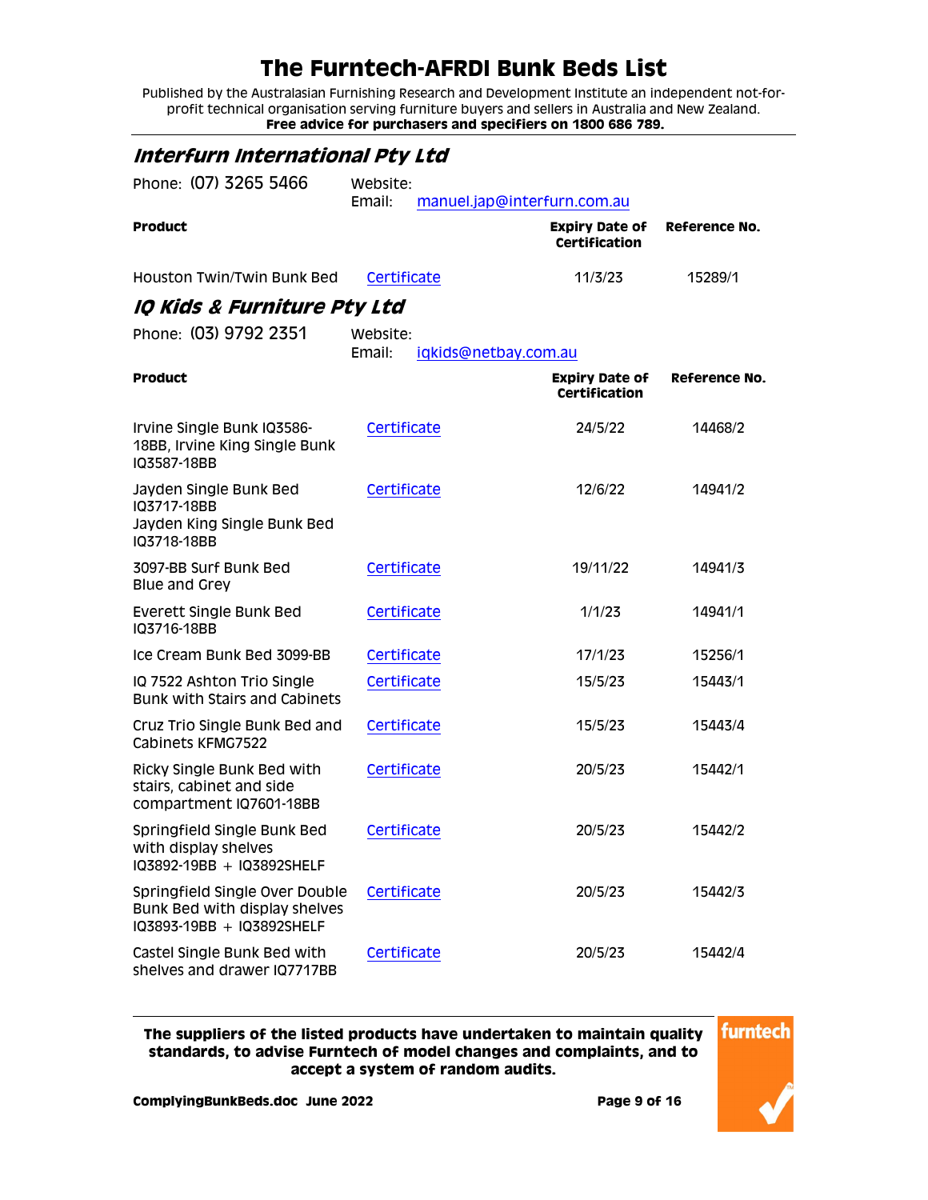# The Furntech-AFRDI Bunk Beds List

Published by the Australasian Furnishing Research and Development Institute an independent not-for-profit technical organisation serving furniture buyers and sellers in Australia and New Zealand.
**Free advice for purchasers and specifiers on 1800 686 789.**

## *Interfurn International Pty Ltd*

Phone: (07) 3265 5466
Website:
Email: manuel.jap@interfurn.com.au

| Product | | Expiry Date of Certification | Reference No. |
|---|---|---|---|
| Houston Twin/Twin Bunk Bed | Certificate | 11/3/23 | 15289/1 |

## *IQ Kids & Furniture Pty Ltd*

Phone: (03) 9792 2351
Website:
Email: iqkids@netbay.com.au

| Product | | Expiry Date of Certification | Reference No. |
|---|---|---|---|
| Irvine Single Bunk IQ3586-18BB, Irvine King Single Bunk IQ3587-18BB | Certificate | 24/5/22 | 14468/2 |
| Jayden Single Bunk Bed IQ3717-18BB Jayden King Single Bunk Bed IQ3718-18BB | Certificate | 12/6/22 | 14941/2 |
| 3097-BB Surf Bunk Bed Blue and Grey | Certificate | 19/11/22 | 14941/3 |
| Everett Single Bunk Bed IQ3716-18BB | Certificate | 1/1/23 | 14941/1 |
| Ice Cream Bunk Bed 3099-BB | Certificate | 17/1/23 | 15256/1 |
| IQ 7522 Ashton Trio Single Bunk with Stairs and Cabinets | Certificate | 15/5/23 | 15443/1 |
| Cruz Trio Single Bunk Bed and Cabinets KFMG7522 | Certificate | 15/5/23 | 15443/4 |
| Ricky Single Bunk Bed with stairs, cabinet and side compartment IQ7601-18BB | Certificate | 20/5/23 | 15442/1 |
| Springfield Single Bunk Bed with display shelves IQ3892-19BB + IQ3892SHELF | Certificate | 20/5/23 | 15442/2 |
| Springfield Single Over Double Bunk Bed with display shelves IQ3893-19BB + IQ3892SHELF | Certificate | 20/5/23 | 15442/3 |
| Castel Single Bunk Bed with shelves and drawer IQ7717BB | Certificate | 20/5/23 | 15442/4 |

**The suppliers of the listed products have undertaken to maintain quality standards, to advise Furntech of model changes and complaints, and to accept a system of random audits.**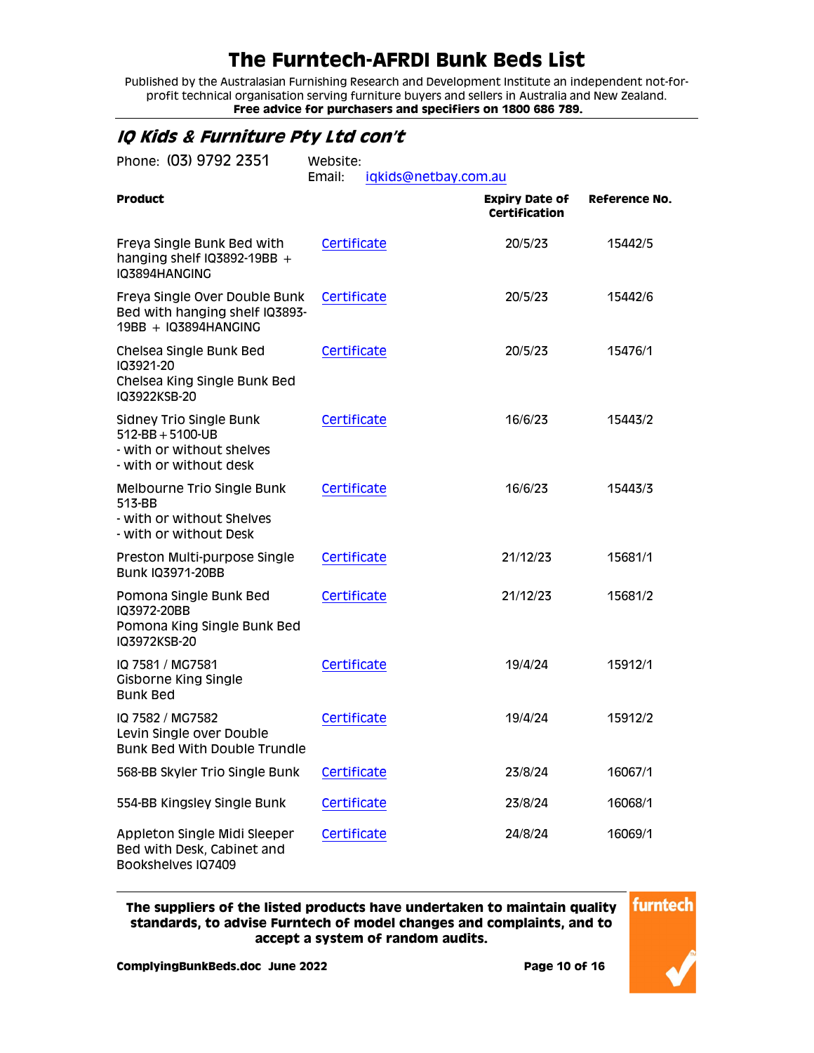# The Furntech-AFRDI Bunk Beds List

Published by the Australasian Furnishing Research and Development Institute an independent not-for-profit technical organisation serving furniture buyers and sellers in Australia and New Zealand.
**Free advice for purchasers and specifiers on 1800 686 789.**

## *IQ Kids & Furniture Pty Ltd con't*

Phone: (03) 9792 2351

Website:
Email: iqkids@netbay.com.au

| Product | | Expiry Date of Certification | Reference No. |
|---|---|---|---|
| Freya Single Bunk Bed with hanging shelf IQ3892-19BB + IQ3894HANGING | Certificate | 20/5/23 | 15442/5 |
| Freya Single Over Double Bunk Bed with hanging shelf IQ3893-19BB + IQ3894HANGING | Certificate | 20/5/23 | 15442/6 |
| Chelsea Single Bunk Bed IQ3921-20<br>Chelsea King Single Bunk Bed IQ3922KSB-20 | Certificate | 20/5/23 | 15476/1 |
| Sidney Trio Single Bunk 512-BB+5100-UB<br>- with or without shelves<br>- with or without desk | Certificate | 16/6/23 | 15443/2 |
| Melbourne Trio Single Bunk 513-BB<br>- with or without Shelves<br>- with or without Desk | Certificate | 16/6/23 | 15443/3 |
| Preston Multi-purpose Single Bunk IQ3971-20BB | Certificate | 21/12/23 | 15681/1 |
| Pomona Single Bunk Bed IQ3972-20BB<br>Pomona King Single Bunk Bed IQ3972KSB-20 | Certificate | 21/12/23 | 15681/2 |
| IQ 7581 / MG7581<br>Gisborne King Single Bunk Bed | Certificate | 19/4/24 | 15912/1 |
| IQ 7582 / MG7582<br>Levin Single over Double Bunk Bed With Double Trundle | Certificate | 19/4/24 | 15912/2 |
| 568-BB Skyler Trio Single Bunk | Certificate | 23/8/24 | 16067/1 |
| 554-BB Kingsley Single Bunk | Certificate | 23/8/24 | 16068/1 |
| Appleton Single Midi Sleeper Bed with Desk, Cabinet and Bookshelves IQ7409 | Certificate | 24/8/24 | 16069/1 |

**The suppliers of the listed products have undertaken to maintain quality standards, to advise Furntech of model changes and complaints, and to accept a system of random audits.**

**ComplyingBunkBeds.doc June 2022**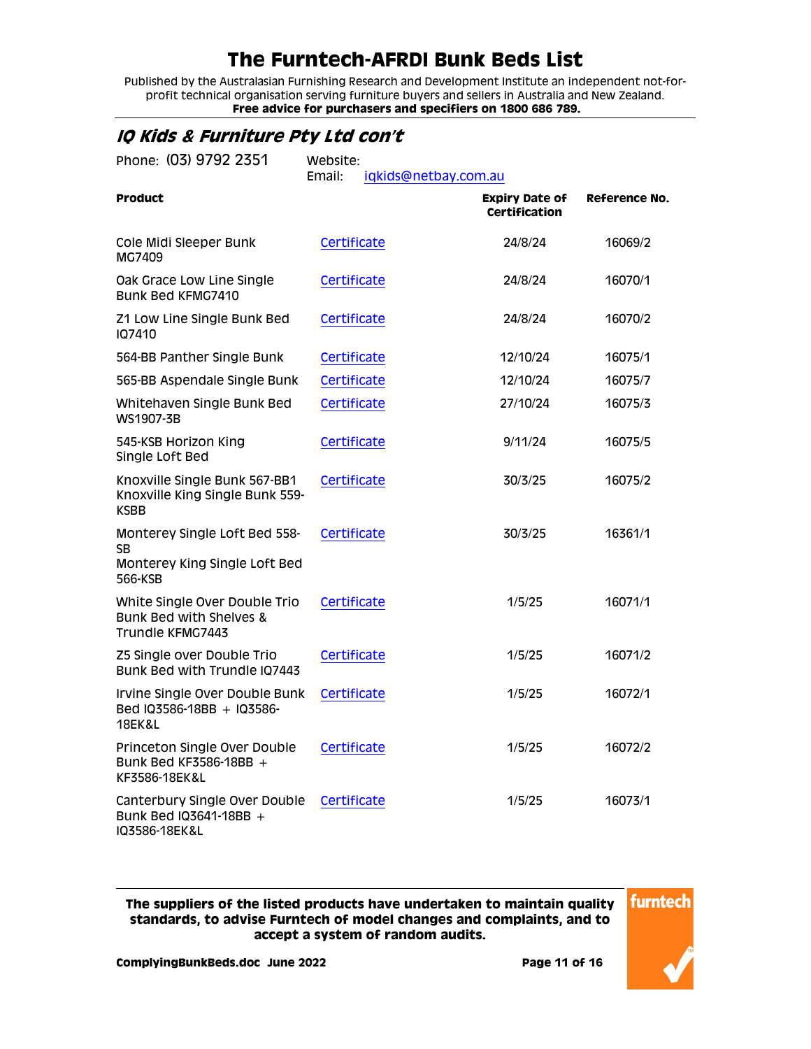# The Furntech-AFRDI Bunk Beds List

Published by the Australasian Furnishing Research and Development Institute an independent not-for-profit technical organisation serving furniture buyers and sellers in Australia and New Zealand.
**Free advice for purchasers and specifiers on 1800 686 789.**

## *IQ Kids & Furniture Pty Ltd con't*

Phone: (03) 9792 2351 Website:
Email: iqkids@netbay.com.au

| Product | | Expiry Date of Certification | Reference No. |
|---|---|---|---|
| Cole Midi Sleeper Bunk MG7409 | Certificate | 24/8/24 | 16069/2 |
| Oak Grace Low Line Single Bunk Bed KFMG7410 | Certificate | 24/8/24 | 16070/1 |
| Z1 Low Line Single Bunk Bed IQ7410 | Certificate | 24/8/24 | 16070/2 |
| 564-BB Panther Single Bunk | Certificate | 12/10/24 | 16075/1 |
| 565-BB Aspendale Single Bunk | Certificate | 12/10/24 | 16075/7 |
| Whitehaven Single Bunk Bed WS1907-3B | Certificate | 27/10/24 | 16075/3 |
| 545-KSB Horizon King Single Loft Bed | Certificate | 9/11/24 | 16075/5 |
| Knoxville Single Bunk 567-BB1 Knoxville King Single Bunk 559-KSBB | Certificate | 30/3/25 | 16075/2 |
| Monterey Single Loft Bed 558-SB Monterey King Single Loft Bed 566-KSB | Certificate | 30/3/25 | 16361/1 |
| White Single Over Double Trio Bunk Bed with Shelves & Trundle KFMG7443 | Certificate | 1/5/25 | 16071/1 |
| Z5 Single over Double Trio Bunk Bed with Trundle IQ7443 | Certificate | 1/5/25 | 16071/2 |
| Irvine Single Over Double Bunk Bed IQ3586-18BB + IQ3586-18EK&L | Certificate | 1/5/25 | 16072/1 |
| Princeton Single Over Double Bunk Bed KF3586-18BB + KF3586-18EK&L | Certificate | 1/5/25 | 16072/2 |
| Canterbury Single Over Double Bunk Bed IQ3641-18BB + IQ3586-18EK&L | Certificate | 1/5/25 | 16073/1 |

**The suppliers of the listed products have undertaken to maintain quality standards, to advise Furntech of model changes and complaints, and to accept a system of random audits.**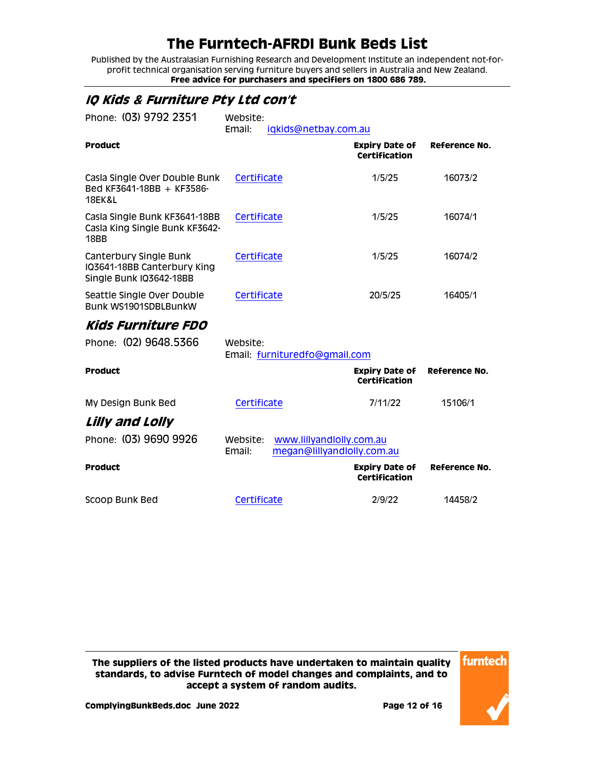# The Furntech-AFRDI Bunk Beds List

Published by the Australasian Furnishing Research and Development Institute an independent not-for-profit technical organisation serving furniture buyers and sellers in Australia and New Zealand.
**Free advice for purchasers and specifiers on 1800 686 789.**

## *IQ Kids & Furniture Pty Ltd con't*

Phone: (03) 9792 2351 Website:
Email: iqkids@netbay.com.au

| Product | | Expiry Date of Certification | Reference No. |
|---|---|---|---|
| Casla Single Over Double Bunk Bed KF3641-18BB + KF3586-18EK&L | Certificate | 1/5/25 | 16073/2 |
| Casla Single Bunk KF3641-18BB Casla King Single Bunk KF3642-18BB | Certificate | 1/5/25 | 16074/1 |
| Canterbury Single Bunk IQ3641-18BB Canterbury King Single Bunk IQ3642-18BB | Certificate | 1/5/25 | 16074/2 |
| Seattle Single Over Double Bunk WS1901SDBLBunkW | Certificate | 20/5/25 | 16405/1 |

## *Kids Furniture FDO*

Phone: (02) 9648.5366 Website:
Email: furnituredfo@gmail.com

| Product | | Expiry Date of Certification | Reference No. |
|---|---|---|---|
| My Design Bunk Bed | Certificate | 7/11/22 | 15106/1 |

## *Lilly and Lolly*

Phone: (03) 9690 9926 Website: www.lillyandlolly.com.au
Email: megan@lillyandlolly.com.au

| Product | | Expiry Date of Certification | Reference No. |
|---|---|---|---|
| Scoop Bunk Bed | Certificate | 2/9/22 | 14458/2 |

**The suppliers of the listed products have undertaken to maintain quality standards, to advise Furntech of model changes and complaints, and to accept a system of random audits.**

**ComplyingBunkBeds.doc June 2022**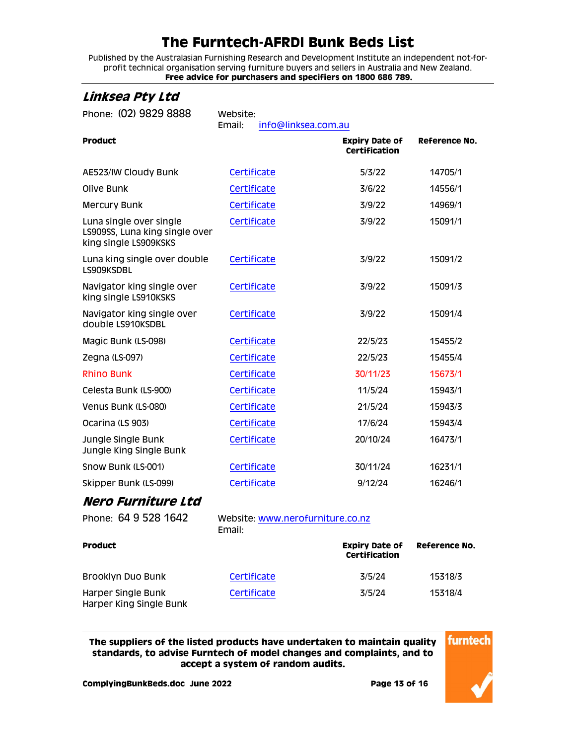# The Furntech-AFRDI Bunk Beds List

Published by the Australasian Furnishing Research and Development Institute an independent not-for-profit technical organisation serving furniture buyers and sellers in Australia and New Zealand.
**Free advice for purchasers and specifiers on 1800 686 789.**

## *Linksea Pty Ltd*

Phone: (02) 9829 8888

Website:
Email: info@linksea.com.au

| Product | | Expiry Date of Certification | Reference No. |
|---|---|---|---|
| AE523/IW Cloudy Bunk | Certificate | 5/3/22 | 14705/1 |
| Olive Bunk | Certificate | 3/6/22 | 14556/1 |
| Mercury Bunk | Certificate | 3/9/22 | 14969/1 |
| Luna single over single LS909SS, Luna king single over king single LS909KSKS | Certificate | 3/9/22 | 15091/1 |
| Luna king single over double LS909KSDBL | Certificate | 3/9/22 | 15091/2 |
| Navigator king single over king single LS910KSKS | Certificate | 3/9/22 | 15091/3 |
| Navigator king single over double LS910KSDBL | Certificate | 3/9/22 | 15091/4 |
| Magic Bunk (LS-098) | Certificate | 22/5/23 | 15455/2 |
| Zegna (LS-097) | Certificate | 22/5/23 | 15455/4 |
| Rhino Bunk | Certificate | 30/11/23 | 15673/1 |
| Celesta Bunk (LS-900) | Certificate | 11/5/24 | 15943/1 |
| Venus Bunk (LS-080) | Certificate | 21/5/24 | 15943/3 |
| Ocarina (LS 903) | Certificate | 17/6/24 | 15943/4 |
| Jungle Single Bunk<br>Jungle King Single Bunk | Certificate | 20/10/24 | 16473/1 |
| Snow Bunk (LS-001) | Certificate | 30/11/24 | 16231/1 |
| Skipper Bunk (LS-099) | Certificate | 9/12/24 | 16246/1 |

## *Nero Furniture Ltd*

Phone: 64 9 528 1642

Website: www.nerofurniture.co.nz
Email:

| Product | | Expiry Date of Certification | Reference No. |
|---|---|---|---|
| Brooklyn Duo Bunk | Certificate | 3/5/24 | 15318/3 |
| Harper Single Bunk<br>Harper King Single Bunk | Certificate | 3/5/24 | 15318/4 |

**The suppliers of the listed products have undertaken to maintain quality standards, to advise Furntech of model changes and complaints, and to accept a system of random audits.**

**ComplyingBunkBeds.doc June 2022**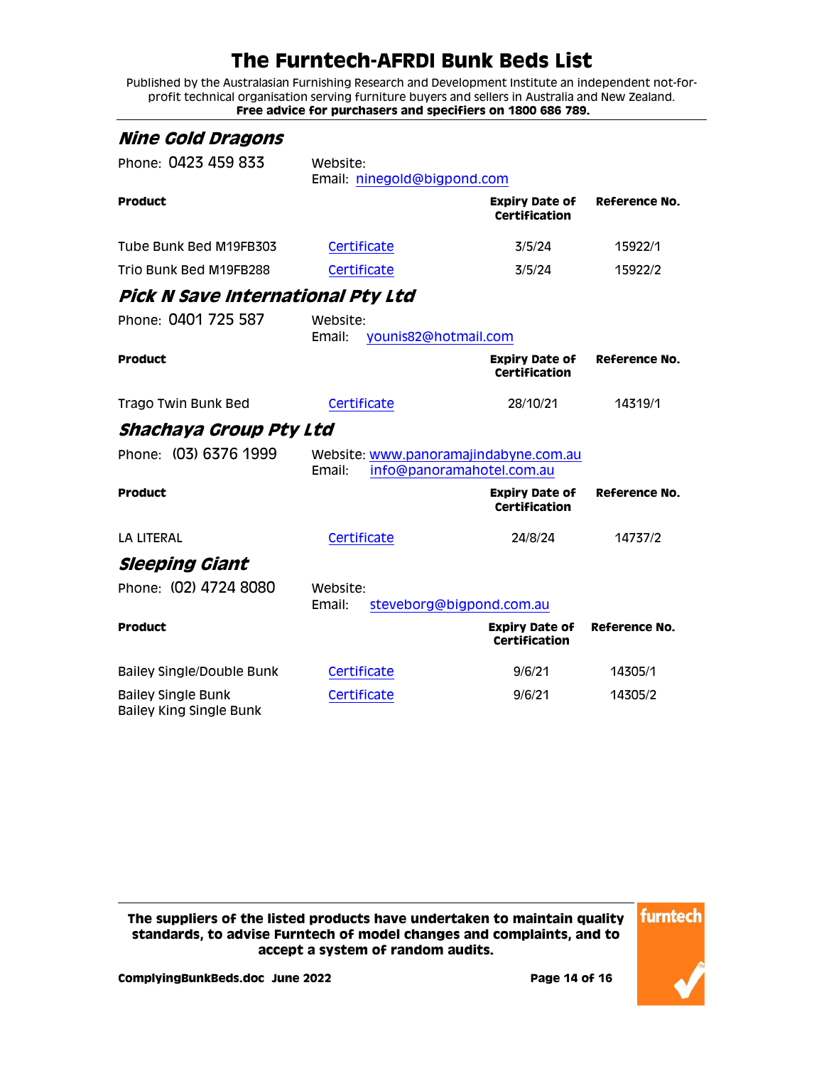# The Furntech-AFRDI Bunk Beds List

Published by the Australasian Furnishing Research and Development Institute an independent not-for-profit technical organisation serving furniture buyers and sellers in Australia and New Zealand.
**Free advice for purchasers and specifiers on 1800 686 789.**

## *Nine Gold Dragons*

Phone: 0423 459 833
Website:
Email: ninegold@bigpond.com

| Product | | Expiry Date of Certification | Reference No. |
|---|---|---|---|
| Tube Bunk Bed M19FB303 | Certificate | 3/5/24 | 15922/1 |
| Trio Bunk Bed M19FB288 | Certificate | 3/5/24 | 15922/2 |

## *Pick N Save International Pty Ltd*

Phone: 0401 725 587
Website:
Email: younis82@hotmail.com

| Product | | Expiry Date of Certification | Reference No. |
|---|---|---|---|
| Trago Twin Bunk Bed | Certificate | 28/10/21 | 14319/1 |

## *Shachaya Group Pty Ltd*

Phone: (03) 6376 1999
Website: www.panoramajindabyne.com.au
Email: info@panoramahotel.com.au

| Product | | Expiry Date of Certification | Reference No. |
|---|---|---|---|
| LA LITERAL | Certificate | 24/8/24 | 14737/2 |

## *Sleeping Giant*

Phone: (02) 4724 8080
Website:
Email: steveborg@bigpond.com.au

| Product | | Expiry Date of Certification | Reference No. |
|---|---|---|---|
| Bailey Single/Double Bunk | Certificate | 9/6/21 | 14305/1 |
| Bailey Single Bunk<br>Bailey King Single Bunk | Certificate | 9/6/21 | 14305/2 |

**The suppliers of the listed products have undertaken to maintain quality standards, to advise Furntech of model changes and complaints, and to accept a system of random audits.**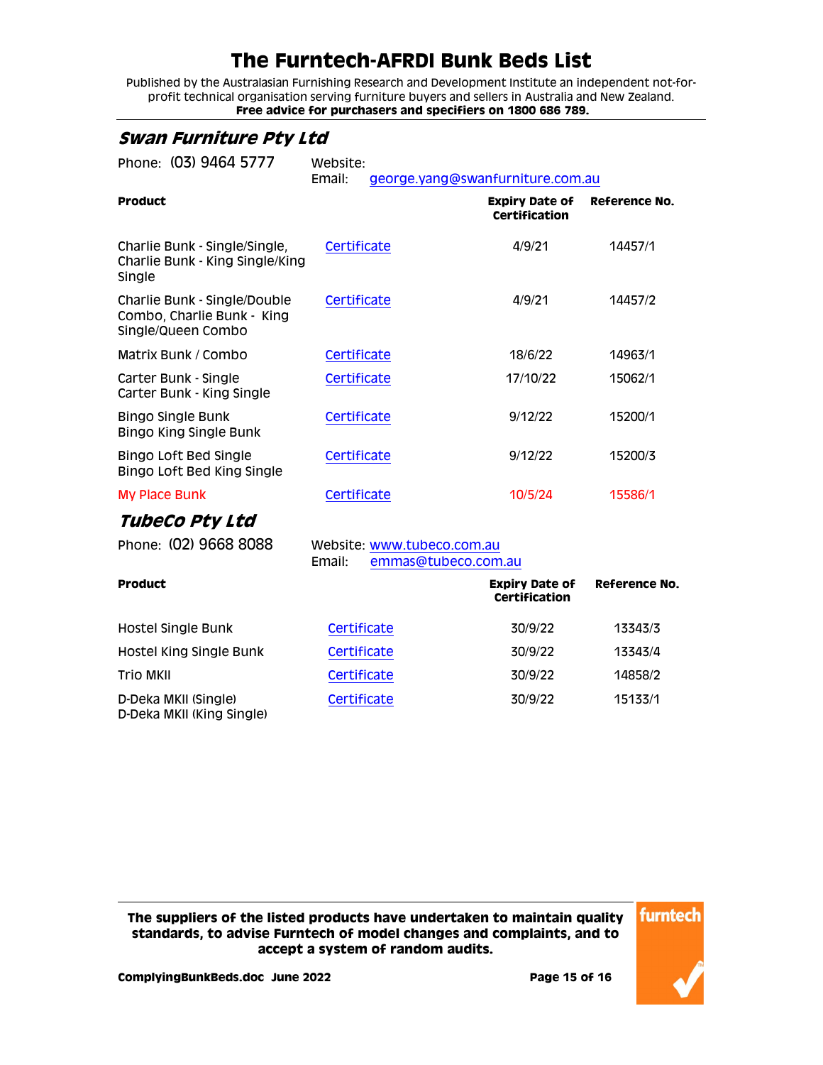# The Furntech-AFRDI Bunk Beds List

Published by the Australasian Furnishing Research and Development Institute an independent not-for-profit technical organisation serving furniture buyers and sellers in Australia and New Zealand.
**Free advice for purchasers and specifiers on 1800 686 789.**

## *Swan Furniture Pty Ltd*

Phone: (03) 9464 5777 Website:
Email: george.yang@swanfurniture.com.au

| Product | | Expiry Date of Certification | Reference No. |
|---|---|---|---|
| Charlie Bunk - Single/Single, Charlie Bunk - King Single/King Single | Certificate | 4/9/21 | 14457/1 |
| Charlie Bunk - Single/Double Combo, Charlie Bunk - King Single/Queen Combo | Certificate | 4/9/21 | 14457/2 |
| Matrix Bunk / Combo | Certificate | 18/6/22 | 14963/1 |
| Carter Bunk - Single<br>Carter Bunk - King Single | Certificate | 17/10/22 | 15062/1 |
| Bingo Single Bunk<br>Bingo King Single Bunk | Certificate | 9/12/22 | 15200/1 |
| Bingo Loft Bed Single<br>Bingo Loft Bed King Single | Certificate | 9/12/22 | 15200/3 |
| My Place Bunk | Certificate | 10/5/24 | 15586/1 |

## *TubeCo Pty Ltd*

Phone: (02) 9668 8088 Website: www.tubeco.com.au
Email: emmas@tubeco.com.au

| Product | | Expiry Date of Certification | Reference No. |
|---|---|---|---|
| Hostel Single Bunk | Certificate | 30/9/22 | 13343/3 |
| Hostel King Single Bunk | Certificate | 30/9/22 | 13343/4 |
| Trio MKII | Certificate | 30/9/22 | 14858/2 |
| D-Deka MKII (Single)<br>D-Deka MKII (King Single) | Certificate | 30/9/22 | 15133/1 |

**The suppliers of the listed products have undertaken to maintain quality standards, to advise Furntech of model changes and complaints, and to accept a system of random audits.**

**ComplyingBunkBeds.doc June 2022**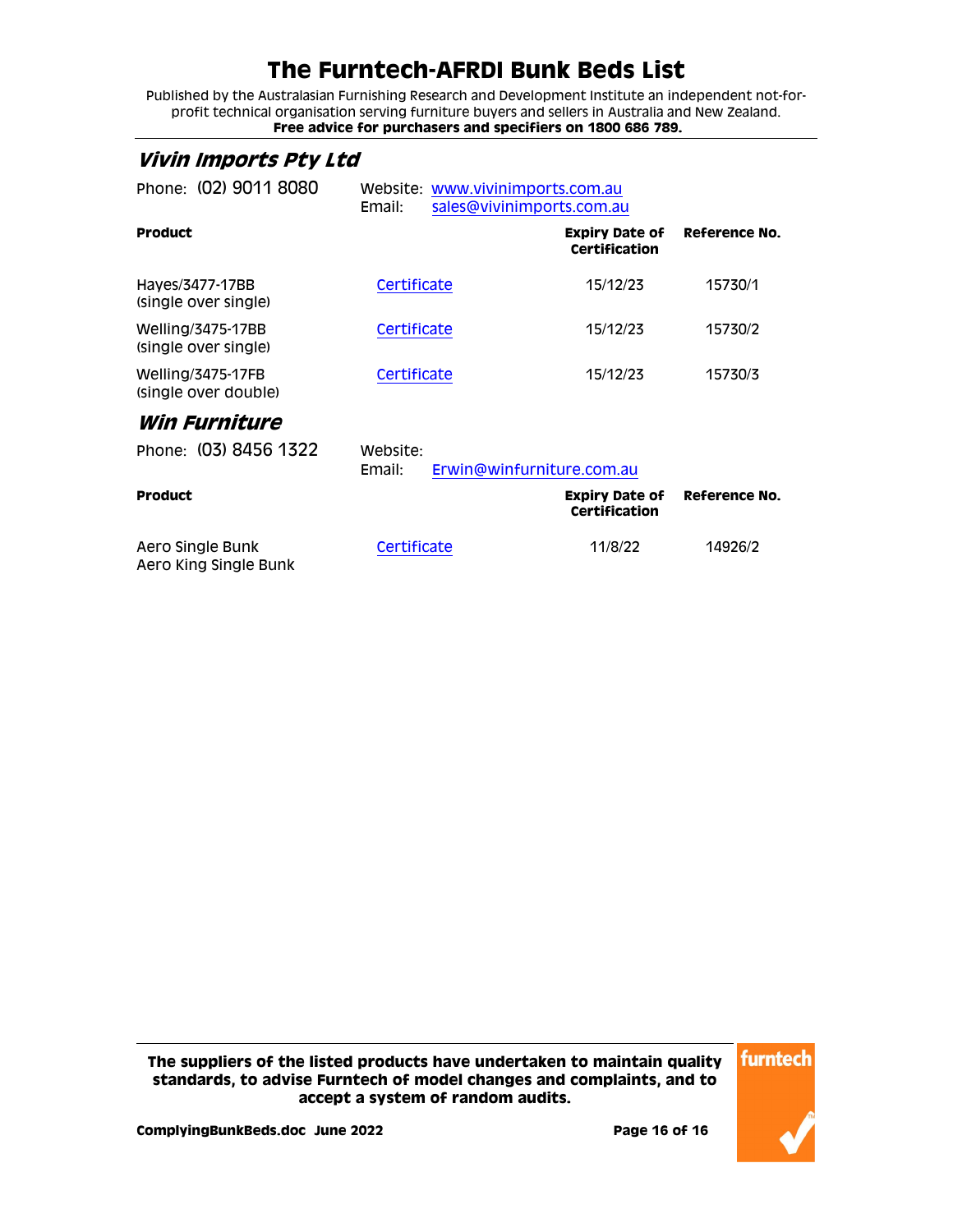# The Furntech-AFRDI Bunk Beds List

Published by the Australasian Furnishing Research and Development Institute an independent not-for-profit technical organisation serving furniture buyers and sellers in Australia and New Zealand.
**Free advice for purchasers and specifiers on 1800 686 789.**

## *Vivin Imports Pty Ltd*

Phone: (02) 9011 8080
Website: www.vivinimports.com.au
Email: sales@vivinimports.com.au

| **Product** | | **Expiry Date of Certification** | **Reference No.** |
|---|---|---|---|
| Hayes/3477-17BB (single over single) | Certificate | 15/12/23 | 15730/1 |
| Welling/3475-17BB (single over single) | Certificate | 15/12/23 | 15730/2 |
| Welling/3475-17FB (single over double) | Certificate | 15/12/23 | 15730/3 |

## *Win Furniture*

Phone: (03) 8456 1322
Website:
Email: Erwin@winfurniture.com.au

| **Product** | | **Expiry Date of Certification** | **Reference No.** |
|---|---|---|---|
| Aero Single Bunk<br>Aero King Single Bunk | Certificate | 11/8/22 | 14926/2 |

**The suppliers of the listed products have undertaken to maintain quality standards, to advise Furntech of model changes and complaints, and to accept a system of random audits.**

**ComplyingBunkBeds.doc June 2022**